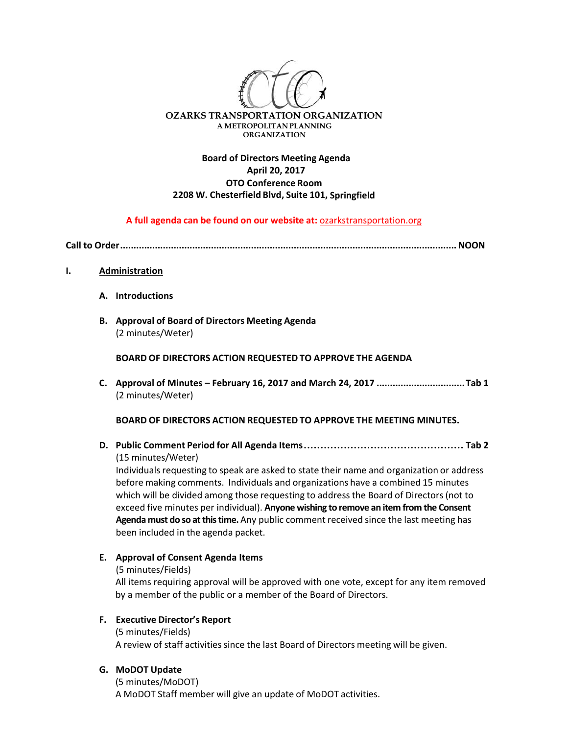**OZARKS TRANSPORTATION ORGANIZATION**
A METROPOLITAN PLANNING ORGANIZATION

# Board of Directors Meeting Agenda
**April 20, 2017**
**OTO Conference Room**
**2208 W. Chesterfield Blvd, Suite 101, Springfield**

**A full agenda can be found on our website at:** ozarkstransportation.org

**Call to Order............................................................................................................................NOON**

**I. Administration**

**A. Introductions**

**B. Approval of Board of Directors Meeting Agenda**
(2 minutes/Weter)

**BOARD OF DIRECTORS ACTION REQUESTED TO APPROVE THE AGENDA**

**C. Approval of Minutes – February 16, 2017 and March 24, 2017 ................................Tab 1**
(2 minutes/Weter)

**BOARD OF DIRECTORS ACTION REQUESTED TO APPROVE THE MEETING MINUTES.**

**D. Public Comment Period for All Agenda Items................................................ Tab 2**
(15 minutes/Weter)
Individuals requesting to speak are asked to state their name and organization or address before making comments. Individuals and organizations have a combined 15 minutes which will be divided among those requesting to address the Board of Directors (not to exceed five minutes per individual). **Anyone wishing to remove an item from the Consent Agenda must do so at this time.** Any public comment received since the last meeting has been included in the agenda packet.

**E. Approval of Consent Agenda Items**
(5 minutes/Fields)
All items requiring approval will be approved with one vote, except for any item removed by a member of the public or a member of the Board of Directors.

**F. Executive Director's Report**
(5 minutes/Fields)
A review of staff activities since the last Board of Directors meeting will be given.

**G. MoDOT Update**
(5 minutes/MoDOT)
A MoDOT Staff member will give an update of MoDOT activities.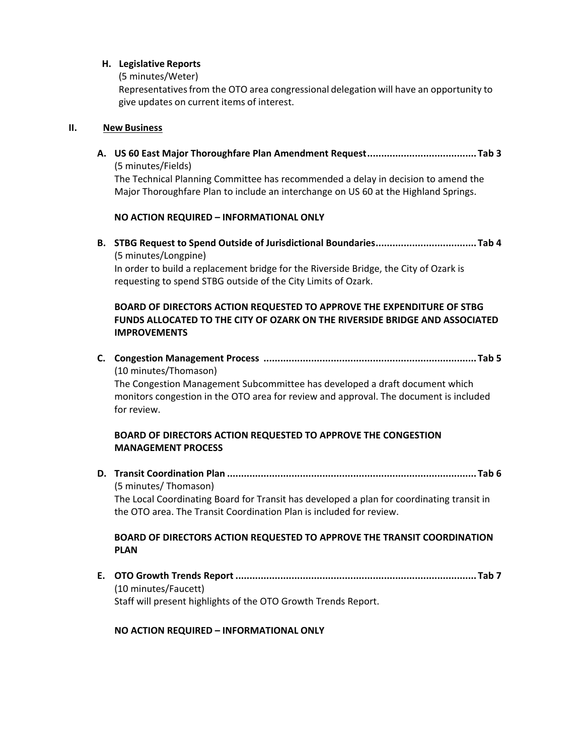**H. Legislative Reports**
(5 minutes/Weter)
Representatives from the OTO area congressional delegation will have an opportunity to give updates on current items of interest.

## II. New Business

**A. US 60 East Major Thoroughfare Plan Amendment Request....................................... Tab 3**
(5 minutes/Fields)
The Technical Planning Committee has recommended a delay in decision to amend the Major Thoroughfare Plan to include an interchange on US 60 at the Highland Springs.

**NO ACTION REQUIRED – INFORMATIONAL ONLY**

**B. STBG Request to Spend Outside of Jurisdictional Boundaries.................................... Tab 4**
(5 minutes/Longpine)
In order to build a replacement bridge for the Riverside Bridge, the City of Ozark is requesting to spend STBG outside of the City Limits of Ozark.

**BOARD OF DIRECTORS ACTION REQUESTED TO APPROVE THE EXPENDITURE OF STBG FUNDS ALLOCATED TO THE CITY OF OZARK ON THE RIVERSIDE BRIDGE AND ASSOCIATED IMPROVEMENTS**

**C. Congestion Management Process ........................................................................... Tab 5**
(10 minutes/Thomason)
The Congestion Management Subcommittee has developed a draft document which monitors congestion in the OTO area for review and approval. The document is included for review.

**BOARD OF DIRECTORS ACTION REQUESTED TO APPROVE THE CONGESTION MANAGEMENT PROCESS**

**D. Transit Coordination Plan ........................................................................................ Tab 6**
(5 minutes/ Thomason)
The Local Coordinating Board for Transit has developed a plan for coordinating transit in the OTO area. The Transit Coordination Plan is included for review.

**BOARD OF DIRECTORS ACTION REQUESTED TO APPROVE THE TRANSIT COORDINATION PLAN**

**E. OTO Growth Trends Report ...................................................................................... Tab 7**
(10 minutes/Faucett)
Staff will present highlights of the OTO Growth Trends Report.

**NO ACTION REQUIRED – INFORMATIONAL ONLY**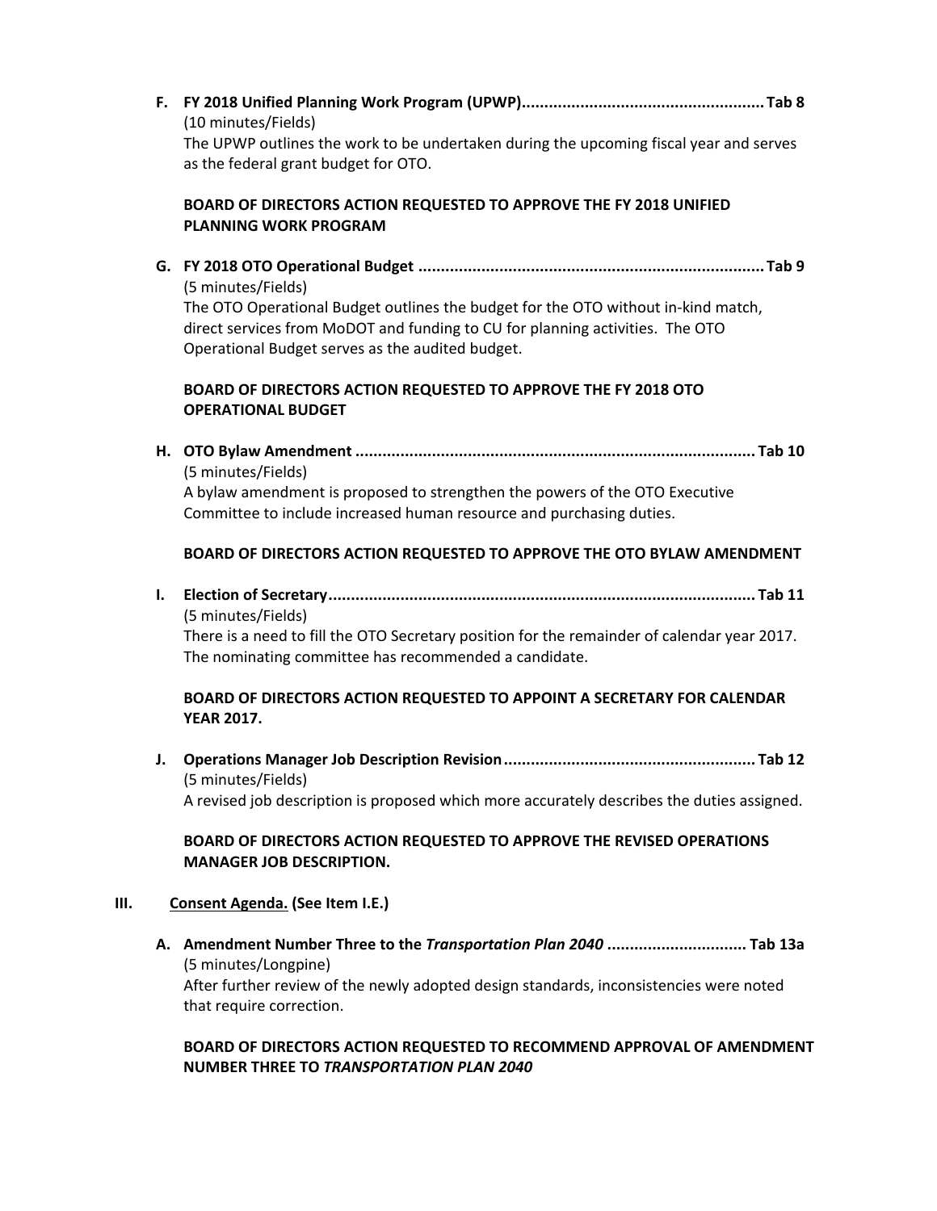**F. FY 2018 Unified Planning Work Program (UPWP)...................................................... Tab 8**

(10 minutes/Fields)

The UPWP outlines the work to be undertaken during the upcoming fiscal year and serves as the federal grant budget for OTO.

**BOARD OF DIRECTORS ACTION REQUESTED TO APPROVE THE FY 2018 UNIFIED PLANNING WORK PROGRAM**

**G. FY 2018 OTO Operational Budget ............................................................................. Tab 9**

(5 minutes/Fields)

The OTO Operational Budget outlines the budget for the OTO without in-kind match, direct services from MoDOT and funding to CU for planning activities. The OTO Operational Budget serves as the audited budget.

**BOARD OF DIRECTORS ACTION REQUESTED TO APPROVE THE FY 2018 OTO OPERATIONAL BUDGET**

**H. OTO Bylaw Amendment ......................................................................................... Tab 10**

(5 minutes/Fields)

A bylaw amendment is proposed to strengthen the powers of the OTO Executive Committee to include increased human resource and purchasing duties.

**BOARD OF DIRECTORS ACTION REQUESTED TO APPROVE THE OTO BYLAW AMENDMENT**

**I. Election of Secretary.............................................................................................. Tab 11**

(5 minutes/Fields)

There is a need to fill the OTO Secretary position for the remainder of calendar year 2017. The nominating committee has recommended a candidate.

**BOARD OF DIRECTORS ACTION REQUESTED TO APPOINT A SECRETARY FOR CALENDAR YEAR 2017.**

**J. Operations Manager Job Description Revision....................................................... Tab 12**

(5 minutes/Fields)

A revised job description is proposed which more accurately describes the duties assigned.

**BOARD OF DIRECTORS ACTION REQUESTED TO APPROVE THE REVISED OPERATIONS MANAGER JOB DESCRIPTION.**

**III. Consent Agenda. (See Item I.E.)**

**A. Amendment Number Three to the *Transportation Plan 2040* ............................... Tab 13a**

(5 minutes/Longpine)

After further review of the newly adopted design standards, inconsistencies were noted that require correction.

**BOARD OF DIRECTORS ACTION REQUESTED TO RECOMMEND APPROVAL OF AMENDMENT NUMBER THREE TO *TRANSPORTATION PLAN 2040***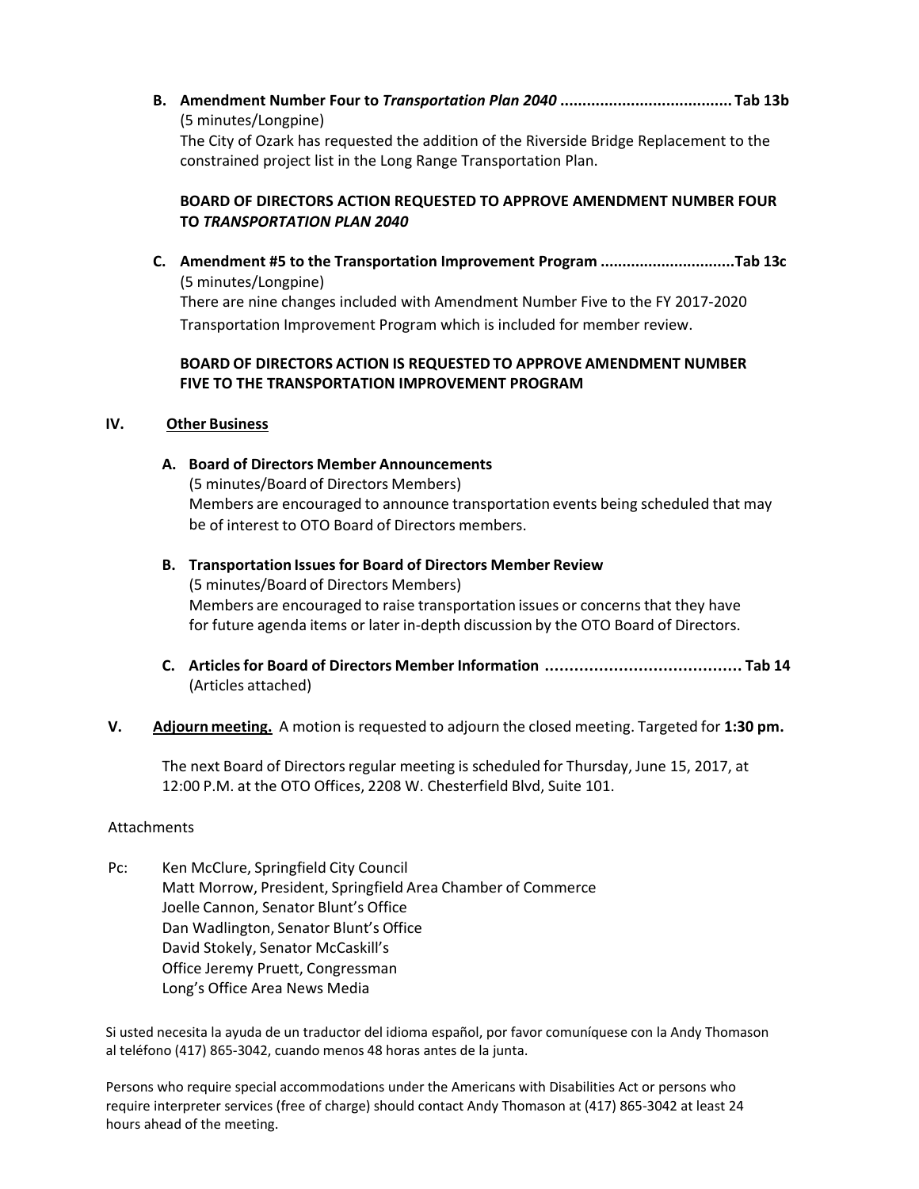B. **Amendment Number Four to *Transportation Plan 2040* ....................................... Tab 13b**
(5 minutes/Longpine)
The City of Ozark has requested the addition of the Riverside Bridge Replacement to the constrained project list in the Long Range Transportation Plan.

**BOARD OF DIRECTORS ACTION REQUESTED TO APPROVE AMENDMENT NUMBER FOUR TO *TRANSPORTATION PLAN 2040***

C. **Amendment #5 to the Transportation Improvement Program ..............................Tab 13c**
(5 minutes/Longpine)
There are nine changes included with Amendment Number Five to the FY 2017-2020 Transportation Improvement Program which is included for member review.

**BOARD OF DIRECTORS ACTION IS REQUESTED TO APPROVE AMENDMENT NUMBER FIVE TO THE TRANSPORTATION IMPROVEMENT PROGRAM**

IV. **Other Business**

A. **Board of Directors Member Announcements**
(5 minutes/Board of Directors Members)
Members are encouraged to announce transportation events being scheduled that may be of interest to OTO Board of Directors members.

B. **Transportation Issues for Board of Directors Member Review**
(5 minutes/Board of Directors Members)
Members are encouraged to raise transportation issues or concerns that they have for future agenda items or later in-depth discussion by the OTO Board of Directors.

C. **Articles for Board of Directors Member Information ........................................ Tab 14**
(Articles attached)

V. **Adjourn meeting.** A motion is requested to adjourn the closed meeting. Targeted for **1:30 pm.**

The next Board of Directors regular meeting is scheduled for Thursday, June 15, 2017, at 12:00 P.M. at the OTO Offices, 2208 W. Chesterfield Blvd, Suite 101.

Attachments

Pc: Ken McClure, Springfield City Council
Matt Morrow, President, Springfield Area Chamber of Commerce
Joelle Cannon, Senator Blunt's Office
Dan Wadlington, Senator Blunt's Office
David Stokely, Senator McCaskill's
Office Jeremy Pruett, Congressman
Long's Office Area News Media

Si usted necesita la ayuda de un traductor del idioma español, por favor comuníquese con la Andy Thomason al teléfono (417) 865-3042, cuando menos 48 horas antes de la junta.

Persons who require special accommodations under the Americans with Disabilities Act or persons who require interpreter services (free of charge) should contact Andy Thomason at (417) 865-3042 at least 24 hours ahead of the meeting.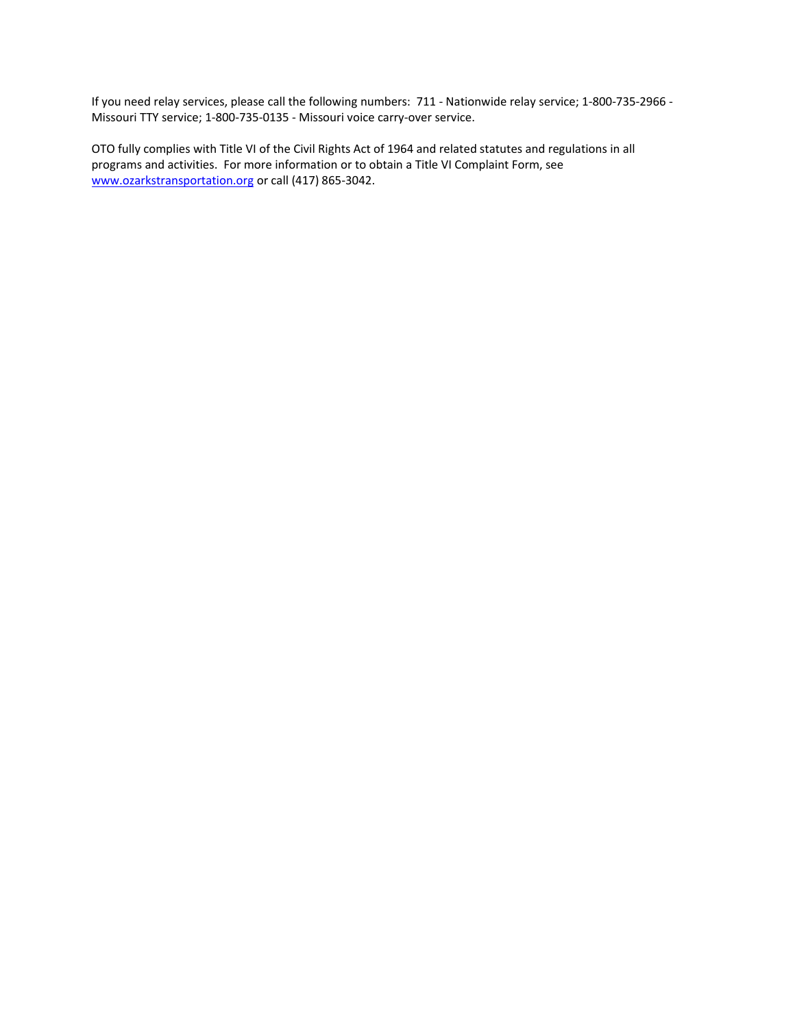If you need relay services, please call the following numbers: 711 - Nationwide relay service; 1-800-735-2966 - Missouri TTY service; 1-800-735-0135 - Missouri voice carry-over service.

OTO fully complies with Title VI of the Civil Rights Act of 1964 and related statutes and regulations in all programs and activities. For more information or to obtain a Title VI Complaint Form, see [www.ozarkstransportation.org](http://www.ozarkstransportation.org) or call (417) 865-3042.